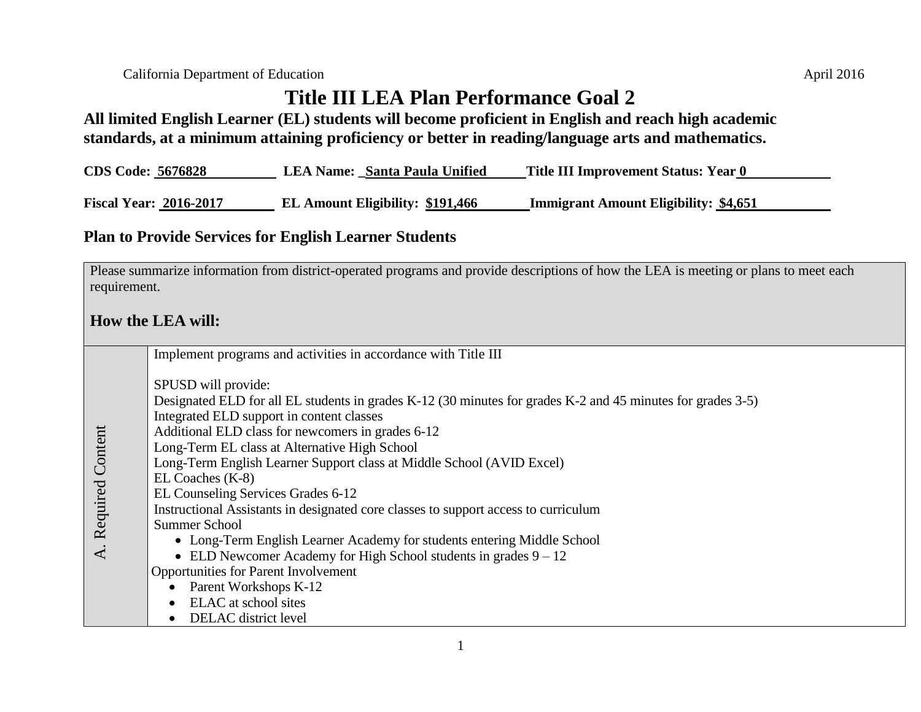# Title III LEA Plan Performance Goal 2

**All limited English Learner (EL) students will become proficient in English and reach high academic standards, at a minimum attaining proficiency or better in reading/language arts and mathematics.**

**CDS Code: 5676828** **LEA Name: Santa Paula Unified** **Title III Improvement Status: Year 0**

**Fiscal Year: 2016-2017** **EL Amount Eligibility: $191,466** **Immigrant Amount Eligibility: $4,651**

## Plan to Provide Services for English Learner Students

Please summarize information from district-operated programs and provide descriptions of how the LEA is meeting or plans to meet each requirement.

### How the LEA will:

**A. Required Content**

Implement programs and activities in accordance with Title III

SPUSD will provide:

Designated ELD for all EL students in grades K-12 (30 minutes for grades K-2 and 45 minutes for grades 3-5)
Integrated ELD support in content classes
Additional ELD class for newcomers in grades 6-12
Long-Term EL class at Alternative High School
Long-Term English Learner Support class at Middle School (AVID Excel)
EL Coaches (K-8)
EL Counseling Services Grades 6-12
Instructional Assistants in designated core classes to support access to curriculum
Summer School

- Long-Term English Learner Academy for students entering Middle School
- ELD Newcomer Academy for High School students in grades 9 – 12

Opportunities for Parent Involvement

- Parent Workshops K-12
- ELAC at school sites
- DELAC district level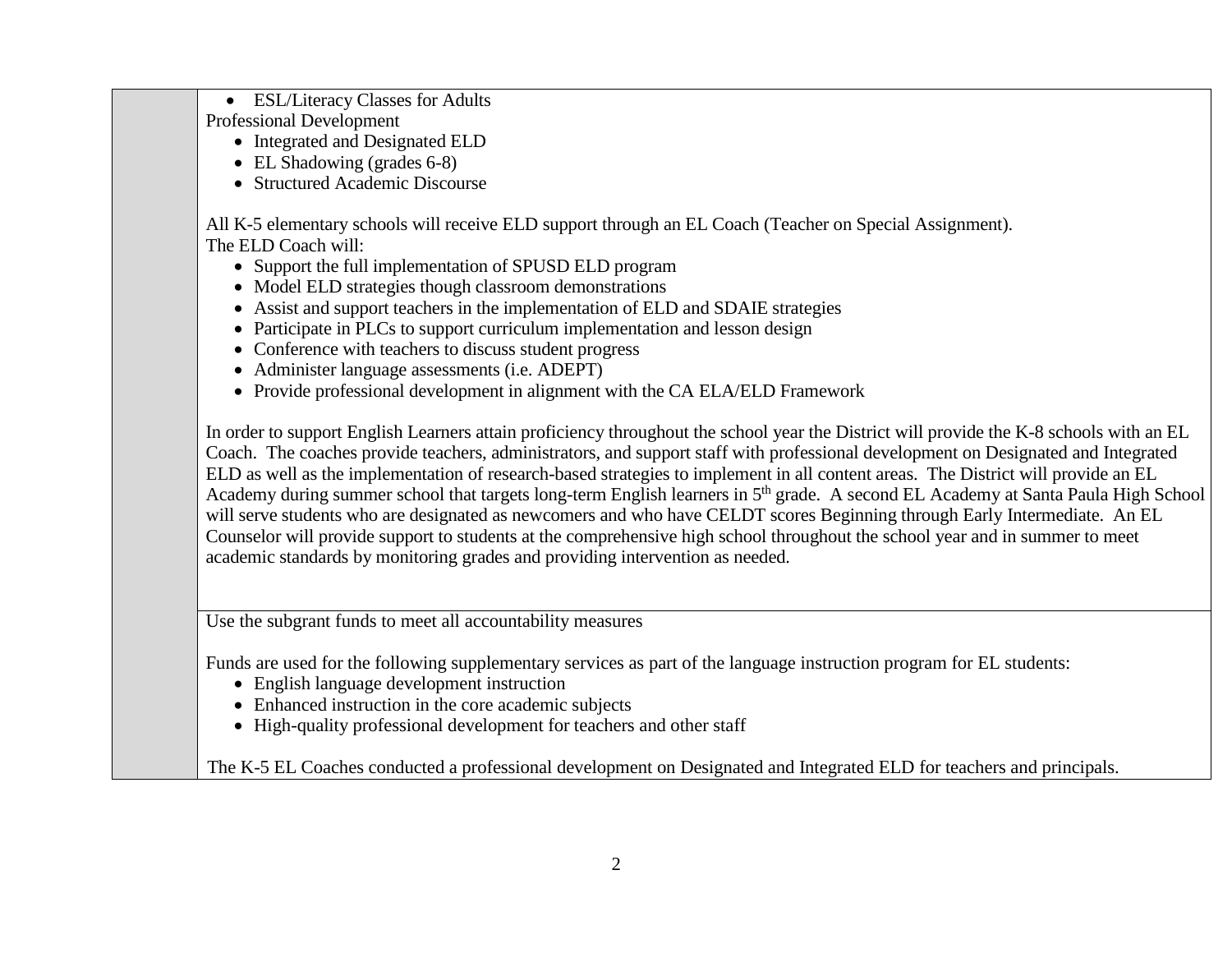| | |
|---|---|
| | • ESL/Literacy Classes for Adults<br>Professional Development<br>• Integrated and Designated ELD<br>• EL Shadowing (grades 6-8)<br>• Structured Academic Discourse<br><br>All K-5 elementary schools will receive ELD support through an EL Coach (Teacher on Special Assignment).<br>The ELD Coach will:<br>• Support the full implementation of SPUSD ELD program<br>• Model ELD strategies though classroom demonstrations<br>• Assist and support teachers in the implementation of ELD and SDAIE strategies<br>• Participate in PLCs to support curriculum implementation and lesson design<br>• Conference with teachers to discuss student progress<br>• Administer language assessments (i.e. ADEPT)<br>• Provide professional development in alignment with the CA ELA/ELD Framework<br><br>In order to support English Learners attain proficiency throughout the school year the District will provide the K-8 schools with an EL Coach. The coaches provide teachers, administrators, and support staff with professional development on Designated and Integrated ELD as well as the implementation of research-based strategies to implement in all content areas. The District will provide an EL Academy during summer school that targets long-term English learners in 5th grade. A second EL Academy at Santa Paula High School will serve students who are designated as newcomers and who have CELDT scores Beginning through Early Intermediate. An EL Counselor will provide support to students at the comprehensive high school throughout the school year and in summer to meet academic standards by monitoring grades and providing intervention as needed. |
| | Use the subgrant funds to meet all accountability measures<br><br>Funds are used for the following supplementary services as part of the language instruction program for EL students:<br>• English language development instruction<br>• Enhanced instruction in the core academic subjects<br>• High-quality professional development for teachers and other staff<br><br>The K-5 EL Coaches conducted a professional development on Designated and Integrated ELD for teachers and principals. |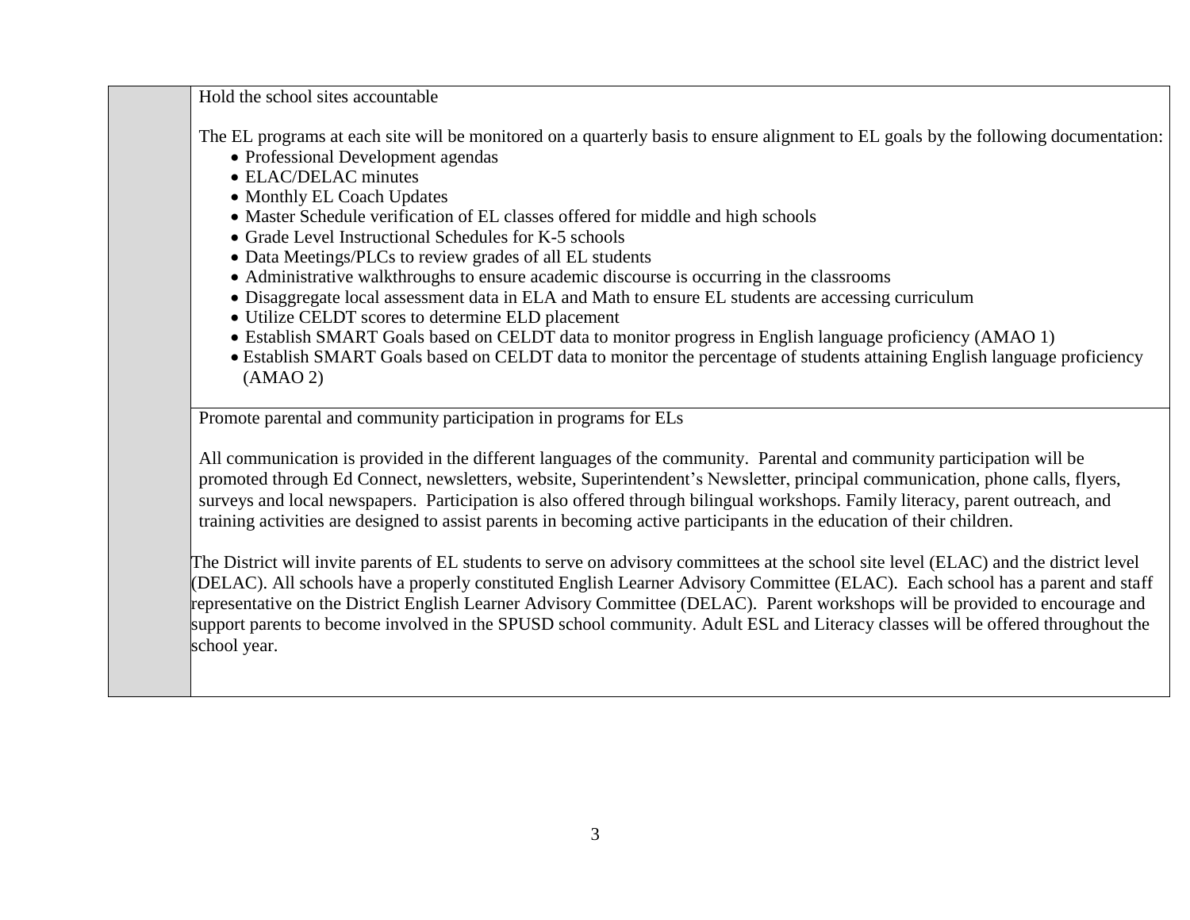| | |
|---|---|
| | Hold the school sites accountable<br><br>The EL programs at each site will be monitored on a quarterly basis to ensure alignment to EL goals by the following documentation:<br>• Professional Development agendas<br>• ELAC/DELAC minutes<br>• Monthly EL Coach Updates<br>• Master Schedule verification of EL classes offered for middle and high schools<br>• Grade Level Instructional Schedules for K-5 schools<br>• Data Meetings/PLCs to review grades of all EL students<br>• Administrative walkthroughs to ensure academic discourse is occurring in the classrooms<br>• Disaggregate local assessment data in ELA and Math to ensure EL students are accessing curriculum<br>• Utilize CELDT scores to determine ELD placement<br>• Establish SMART Goals based on CELDT data to monitor progress in English language proficiency (AMAO 1)<br>• Establish SMART Goals based on CELDT data to monitor the percentage of students attaining English language proficiency (AMAO 2) |
| | Promote parental and community participation in programs for ELs<br><br>All communication is provided in the different languages of the community. Parental and community participation will be promoted through Ed Connect, newsletters, website, Superintendent's Newsletter, principal communication, phone calls, flyers, surveys and local newspapers. Participation is also offered through bilingual workshops. Family literacy, parent outreach, and training activities are designed to assist parents in becoming active participants in the education of their children.<br><br>The District will invite parents of EL students to serve on advisory committees at the school site level (ELAC) and the district level (DELAC). All schools have a properly constituted English Learner Advisory Committee (ELAC). Each school has a parent and staff representative on the District English Learner Advisory Committee (DELAC). Parent workshops will be provided to encourage and support parents to become involved in the SPUSD school community. Adult ESL and Literacy classes will be offered throughout the school year. |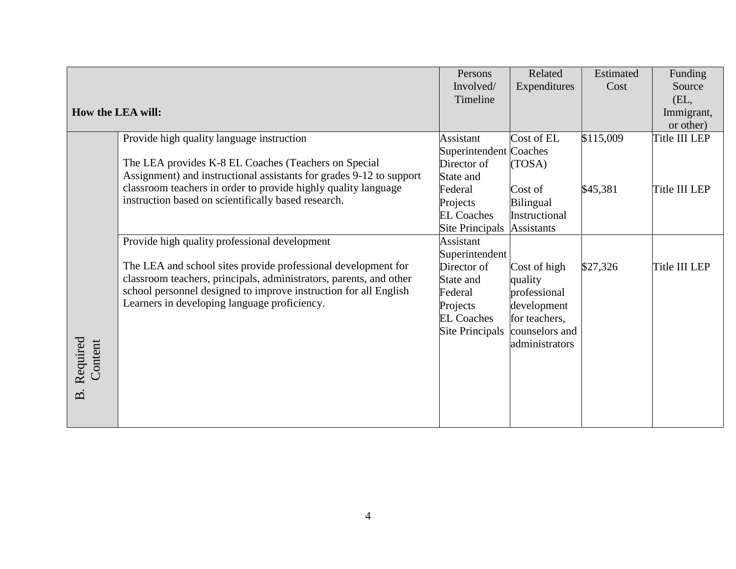| How the LEA will: | | Persons Involved/ Timeline | Related Expenditures | Estimated Cost | Funding Source (EL, Immigrant, or other) |
|---|---|---|---|---|---|
| B. Required Content | Provide high quality language instruction<br><br>The LEA provides K-8 EL Coaches (Teachers on Special Assignment) and instructional assistants for grades 9-12 to support classroom teachers in order to provide highly quality language instruction based on scientifically based research. | Assistant Superintendent Director of State and Federal Projects EL Coaches Site Principals | Cost of EL Coaches (TOSA)<br><br>Cost of Bilingual Instructional Assistants | \$115,009<br><br>\$45,381 | Title III LEP<br><br>Title III LEP |
| | Provide high quality professional development<br><br>The LEA and school sites provide professional development for classroom teachers, principals, administrators, parents, and other school personnel designed to improve instruction for all English Learners in developing language proficiency. | Assistant Superintendent Director of State and Federal Projects EL Coaches Site Principals | Cost of high quality professional development for teachers, counselors and administrators | \$27,326 | Title III LEP |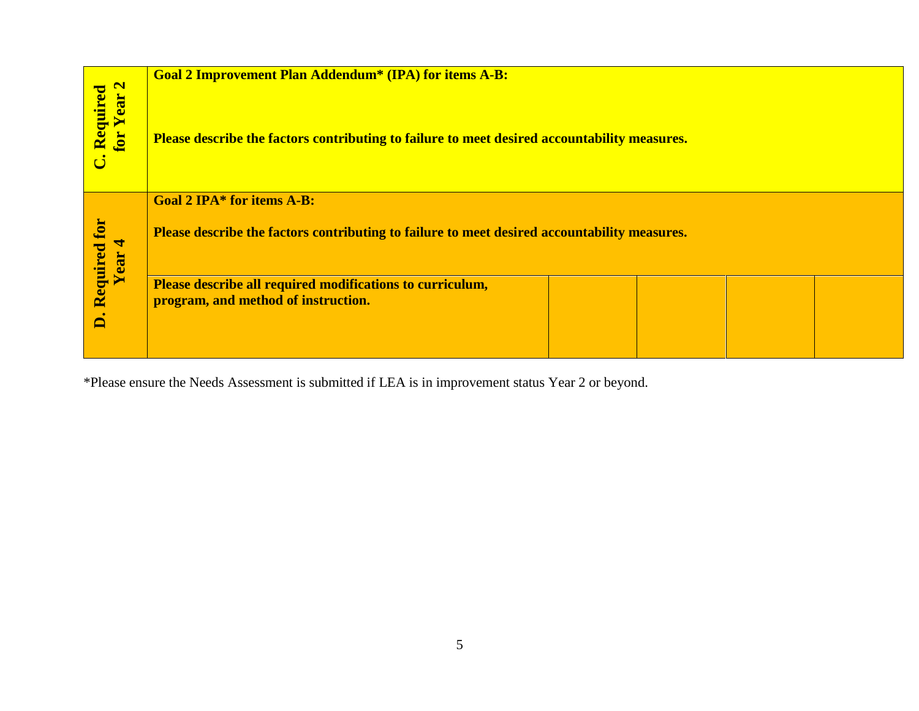| | | | | | |
|---|---|---|---|---|---|
| **C. Required for Year 2** | **Goal 2 Improvement Plan Addendum* (IPA) for items A-B:**<br><br>**Please describe the factors contributing to failure to meet desired accountability measures.** | | | | |
| **D. Required for Year 4** | **Goal 2 IPA* for items A-B:**<br><br>**Please describe the factors contributing to failure to meet desired accountability measures.** | | | | |
| | **Please describe all required modifications to curriculum, program, and method of instruction.** | | | | |

*Please ensure the Needs Assessment is submitted if LEA is in improvement status Year 2 or beyond.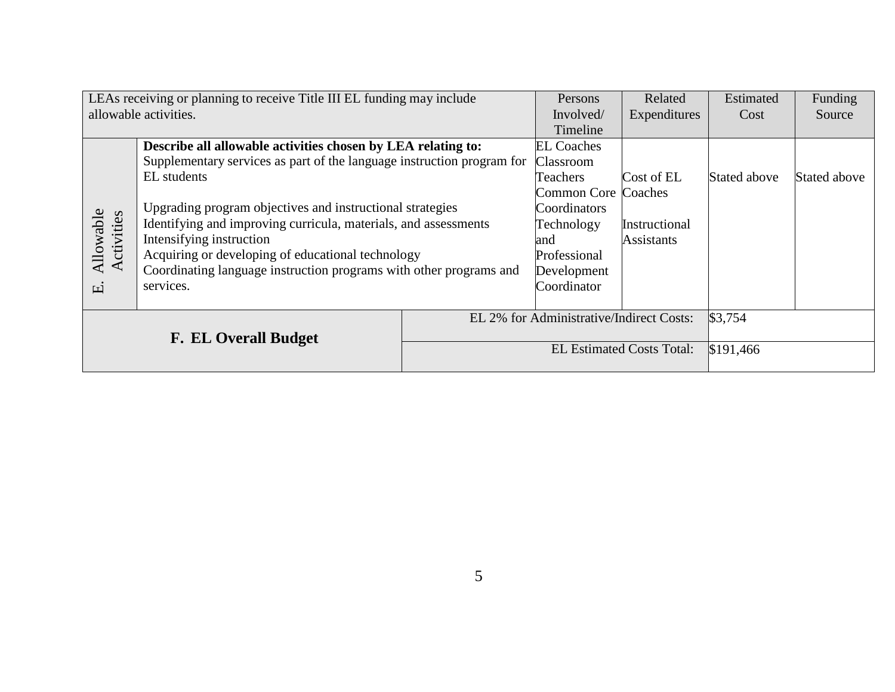| LEAs receiving or planning to receive Title III EL funding may include allowable activities. | | Persons Involved/ Timeline | Related Expenditures | Estimated Cost | Funding Source |
|---|---|---|---|---|---|
| E. Allowable Activities | **Describe all allowable activities chosen by LEA relating to:**<br>Supplementary services as part of the language instruction program for EL students<br><br>Upgrading program objectives and instructional strategies<br>Identifying and improving curricula, materials, and assessments<br>Intensifying instruction<br>Acquiring or developing of educational technology<br>Coordinating language instruction programs with other programs and services. | EL Coaches<br>Classroom Teachers<br>Common Core Coordinators<br>Technology and Professional Development Coordinator | Cost of EL Coaches<br><br>Instructional Assistants | Stated above | Stated above |

| **F. EL Overall Budget** | |
|---|---|
| EL 2% for Administrative/Indirect Costs: | $3,754 |
| EL Estimated Costs Total: | $191,466 |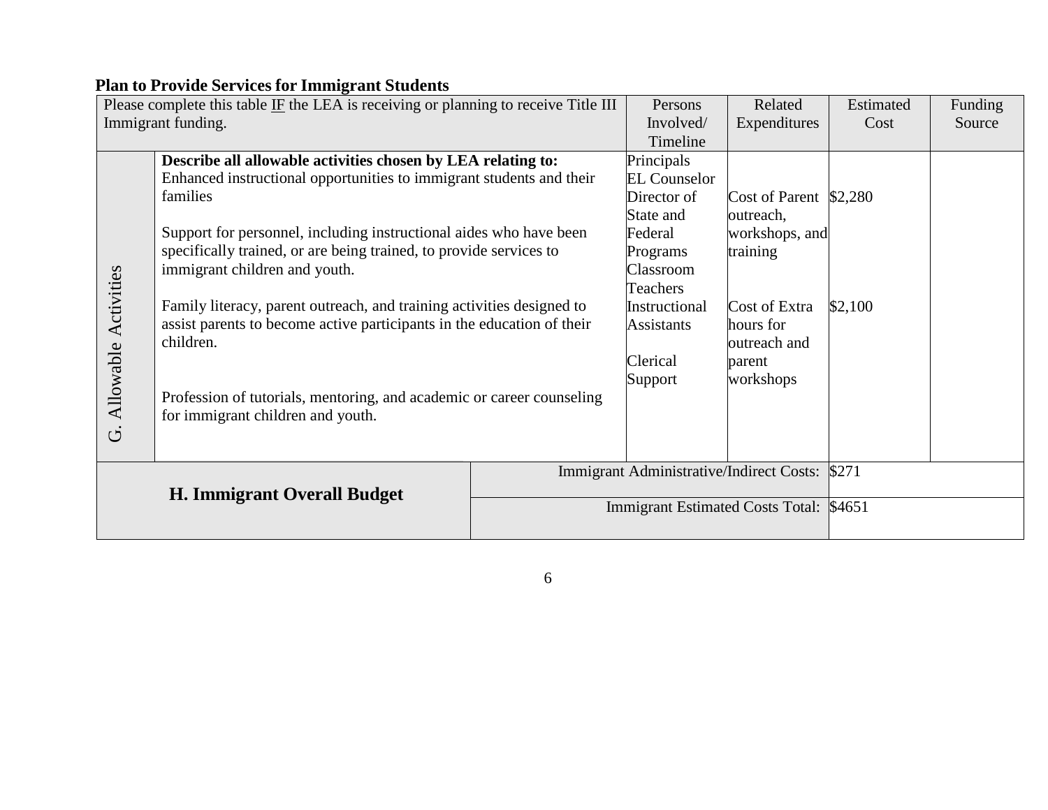**Plan to Provide Services for Immigrant Students**

| Please complete this table IF the LEA is receiving or planning to receive Title III Immigrant funding. | | Persons Involved/ Timeline | Related Expenditures | Estimated Cost | Funding Source |
|---|---|---|---|---|---|
| G. Allowable Activities | **Describe all allowable activities chosen by LEA relating to:**<br>Enhanced instructional opportunities to immigrant students and their families<br><br>Support for personnel, including instructional aides who have been specifically trained, or are being trained, to provide services to immigrant children and youth.<br><br>Family literacy, parent outreach, and training activities designed to assist parents to become active participants in the education of their children.<br><br>Profession of tutorials, mentoring, and academic or career counseling for immigrant children and youth. | Principals<br>EL Counselor<br>Director of State and Federal Programs<br>Classroom Teachers<br>Instructional Assistants<br><br>Clerical Support | Cost of Parent outreach, workshops, and training<br><br>Cost of Extra hours for outreach and parent workshops | $2,280<br><br>$2,100 | |
| **H. Immigrant Overall Budget** | Immigrant Administrative/Indirect Costs: | | | $271 | |
| | Immigrant Estimated Costs Total: | | | $4651 | |